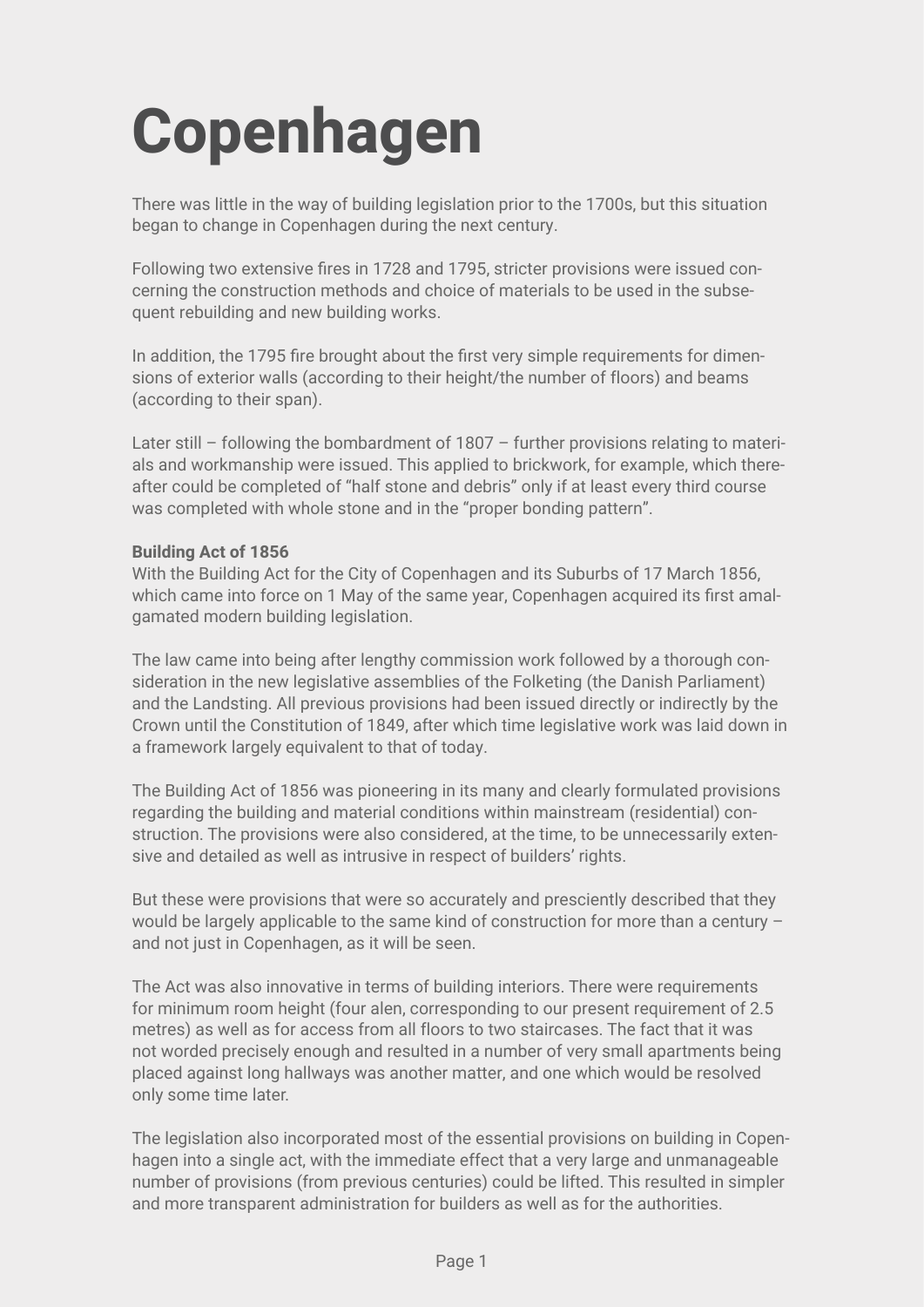# Copenhagen

There was little in the way of building legislation prior to the 1700s, but this situation began to change in Copenhagen during the next century.

Following two extensive fires in 1728 and 1795, stricter provisions were issued concerning the construction methods and choice of materials to be used in the subsequent rebuilding and new building works.

In addition, the 1795 fire brought about the first very simple requirements for dimensions of exterior walls (according to their height/the number of floors) and beams (according to their span).

Later still – following the bombardment of 1807 – further provisions relating to materials and workmanship were issued. This applied to brickwork, for example, which thereafter could be completed of "half stone and debris" only if at least every third course was completed with whole stone and in the "proper bonding pattern".

**Building Act of 1856**

With the Building Act for the City of Copenhagen and its Suburbs of 17 March 1856, which came into force on 1 May of the same year, Copenhagen acquired its first amalgamated modern building legislation.

The law came into being after lengthy commission work followed by a thorough consideration in the new legislative assemblies of the Folketing (the Danish Parliament) and the Landsting. All previous provisions had been issued directly or indirectly by the Crown until the Constitution of 1849, after which time legislative work was laid down in a framework largely equivalent to that of today.

The Building Act of 1856 was pioneering in its many and clearly formulated provisions regarding the building and material conditions within mainstream (residential) construction. The provisions were also considered, at the time, to be unnecessarily extensive and detailed as well as intrusive in respect of builders' rights.

But these were provisions that were so accurately and presciently described that they would be largely applicable to the same kind of construction for more than a century – and not just in Copenhagen, as it will be seen.

The Act was also innovative in terms of building interiors. There were requirements for minimum room height (four alen, corresponding to our present requirement of 2.5 metres) as well as for access from all floors to two staircases. The fact that it was not worded precisely enough and resulted in a number of very small apartments being placed against long hallways was another matter, and one which would be resolved only some time later.

The legislation also incorporated most of the essential provisions on building in Copenhagen into a single act, with the immediate effect that a very large and unmanageable number of provisions (from previous centuries) could be lifted. This resulted in simpler and more transparent administration for builders as well as for the authorities.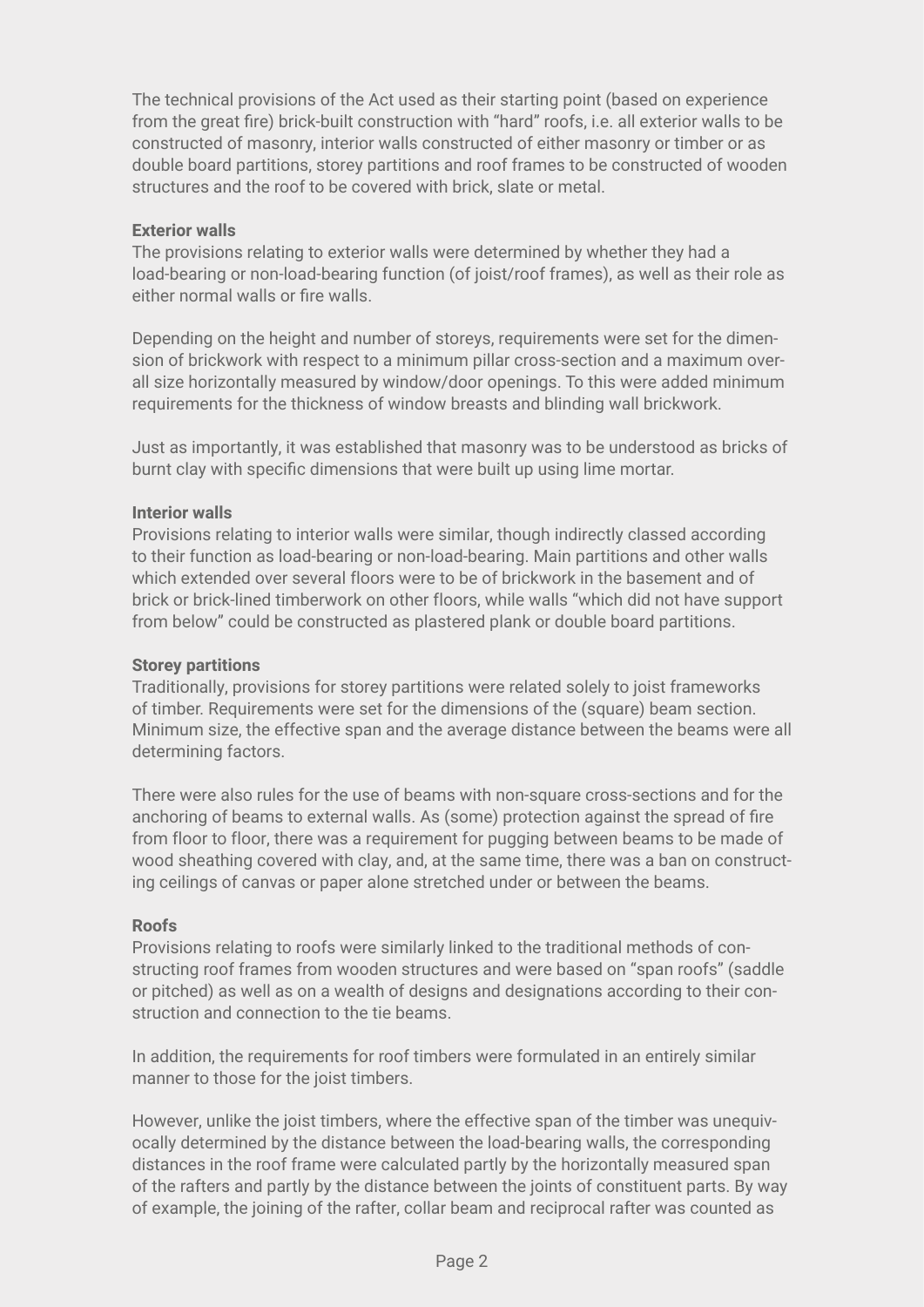The technical provisions of the Act used as their starting point (based on experience from the great fire) brick-built construction with "hard" roofs, i.e. all exterior walls to be constructed of masonry, interior walls constructed of either masonry or timber or as double board partitions, storey partitions and roof frames to be constructed of wooden structures and the roof to be covered with brick, slate or metal.

**Exterior walls**

The provisions relating to exterior walls were determined by whether they had a load-bearing or non-load-bearing function (of joist/roof frames), as well as their role as either normal walls or fire walls.

Depending on the height and number of storeys, requirements were set for the dimension of brickwork with respect to a minimum pillar cross-section and a maximum overall size horizontally measured by window/door openings. To this were added minimum requirements for the thickness of window breasts and blinding wall brickwork.

Just as importantly, it was established that masonry was to be understood as bricks of burnt clay with specific dimensions that were built up using lime mortar.

**Interior walls**

Provisions relating to interior walls were similar, though indirectly classed according to their function as load-bearing or non-load-bearing. Main partitions and other walls which extended over several floors were to be of brickwork in the basement and of brick or brick-lined timberwork on other floors, while walls "which did not have support from below" could be constructed as plastered plank or double board partitions.

**Storey partitions**

Traditionally, provisions for storey partitions were related solely to joist frameworks of timber. Requirements were set for the dimensions of the (square) beam section. Minimum size, the effective span and the average distance between the beams were all determining factors.

There were also rules for the use of beams with non-square cross-sections and for the anchoring of beams to external walls. As (some) protection against the spread of fire from floor to floor, there was a requirement for pugging between beams to be made of wood sheathing covered with clay, and, at the same time, there was a ban on constructing ceilings of canvas or paper alone stretched under or between the beams.

**Roofs**

Provisions relating to roofs were similarly linked to the traditional methods of constructing roof frames from wooden structures and were based on "span roofs" (saddle or pitched) as well as on a wealth of designs and designations according to their construction and connection to the tie beams.

In addition, the requirements for roof timbers were formulated in an entirely similar manner to those for the joist timbers.

However, unlike the joist timbers, where the effective span of the timber was unequivocally determined by the distance between the load-bearing walls, the corresponding distances in the roof frame were calculated partly by the horizontally measured span of the rafters and partly by the distance between the joints of constituent parts. By way of example, the joining of the rafter, collar beam and reciprocal rafter was counted as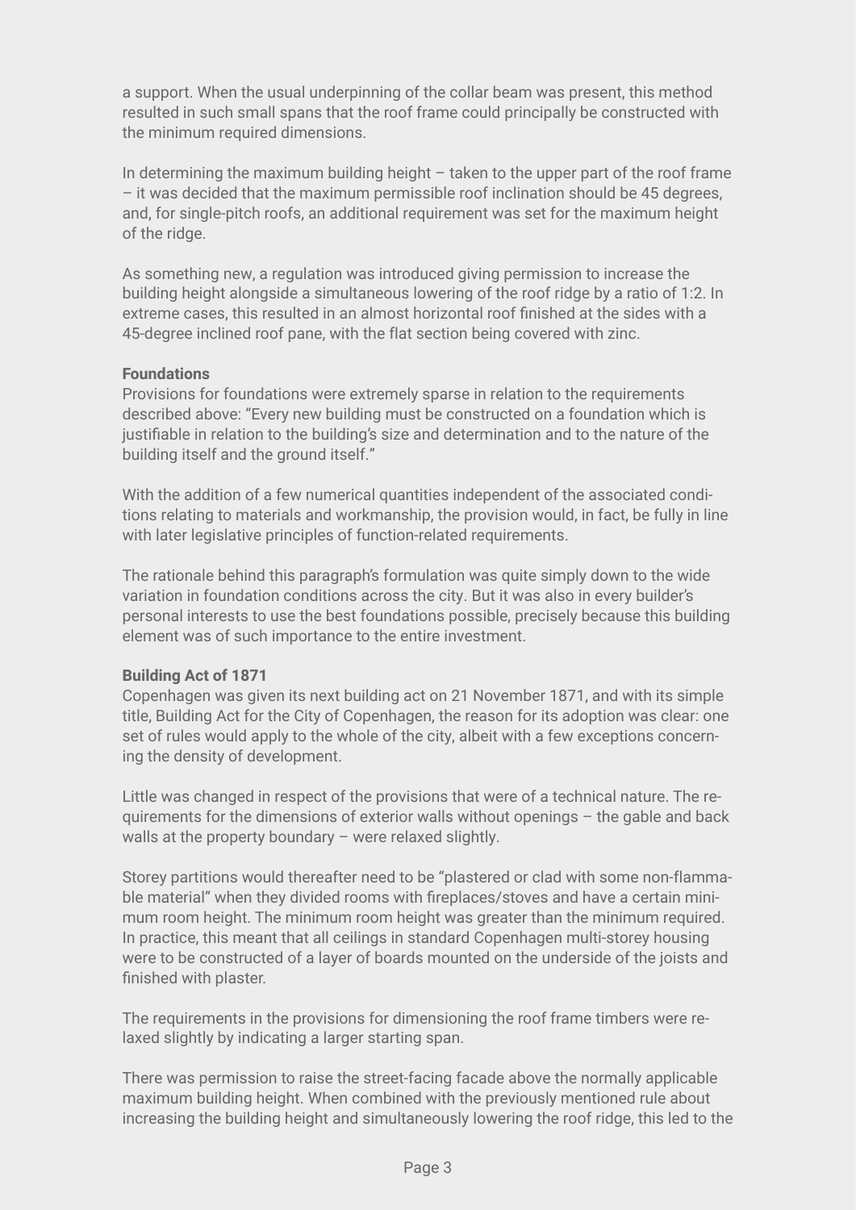a support. When the usual underpinning of the collar beam was present, this method resulted in such small spans that the roof frame could principally be constructed with the minimum required dimensions.

In determining the maximum building height – taken to the upper part of the roof frame – it was decided that the maximum permissible roof inclination should be 45 degrees, and, for single-pitch roofs, an additional requirement was set for the maximum height of the ridge.

As something new, a regulation was introduced giving permission to increase the building height alongside a simultaneous lowering of the roof ridge by a ratio of 1:2. In extreme cases, this resulted in an almost horizontal roof finished at the sides with a 45-degree inclined roof pane, with the flat section being covered with zinc.

**Foundations**

Provisions for foundations were extremely sparse in relation to the requirements described above: "Every new building must be constructed on a foundation which is justifiable in relation to the building's size and determination and to the nature of the building itself and the ground itself."

With the addition of a few numerical quantities independent of the associated conditions relating to materials and workmanship, the provision would, in fact, be fully in line with later legislative principles of function-related requirements.

The rationale behind this paragraph's formulation was quite simply down to the wide variation in foundation conditions across the city. But it was also in every builder's personal interests to use the best foundations possible, precisely because this building element was of such importance to the entire investment.

**Building Act of 1871**

Copenhagen was given its next building act on 21 November 1871, and with its simple title, Building Act for the City of Copenhagen, the reason for its adoption was clear: one set of rules would apply to the whole of the city, albeit with a few exceptions concerning the density of development.

Little was changed in respect of the provisions that were of a technical nature. The requirements for the dimensions of exterior walls without openings – the gable and back walls at the property boundary – were relaxed slightly.

Storey partitions would thereafter need to be "plastered or clad with some non-flammable material" when they divided rooms with fireplaces/stoves and have a certain minimum room height. The minimum room height was greater than the minimum required. In practice, this meant that all ceilings in standard Copenhagen multi-storey housing were to be constructed of a layer of boards mounted on the underside of the joists and finished with plaster.

The requirements in the provisions for dimensioning the roof frame timbers were relaxed slightly by indicating a larger starting span.

There was permission to raise the street-facing facade above the normally applicable maximum building height. When combined with the previously mentioned rule about increasing the building height and simultaneously lowering the roof ridge, this led to the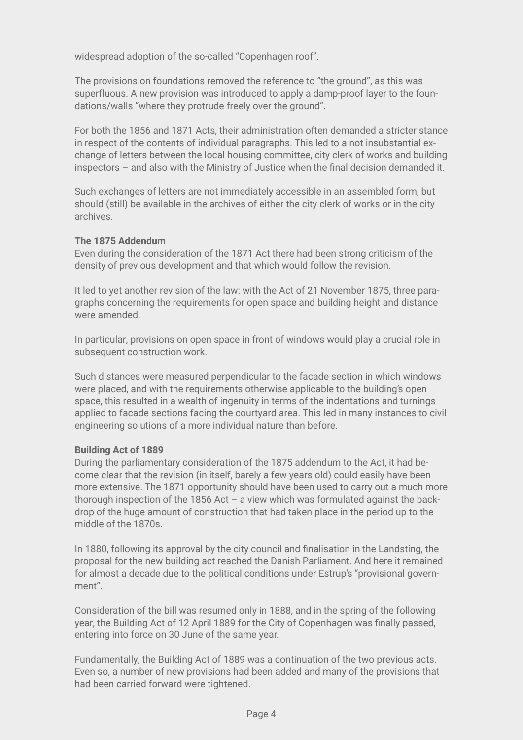widespread adoption of the so-called "Copenhagen roof".

The provisions on foundations removed the reference to "the ground", as this was superfluous. A new provision was introduced to apply a damp-proof layer to the foundations/walls "where they protrude freely over the ground".

For both the 1856 and 1871 Acts, their administration often demanded a stricter stance in respect of the contents of individual paragraphs. This led to a not insubstantial exchange of letters between the local housing committee, city clerk of works and building inspectors – and also with the Ministry of Justice when the final decision demanded it.

Such exchanges of letters are not immediately accessible in an assembled form, but should (still) be available in the archives of either the city clerk of works or in the city archives.

**The 1875 Addendum**

Even during the consideration of the 1871 Act there had been strong criticism of the density of previous development and that which would follow the revision.

It led to yet another revision of the law: with the Act of 21 November 1875, three paragraphs concerning the requirements for open space and building height and distance were amended.

In particular, provisions on open space in front of windows would play a crucial role in subsequent construction work.

Such distances were measured perpendicular to the facade section in which windows were placed, and with the requirements otherwise applicable to the building's open space, this resulted in a wealth of ingenuity in terms of the indentations and turnings applied to facade sections facing the courtyard area. This led in many instances to civil engineering solutions of a more individual nature than before.

**Building Act of 1889**

During the parliamentary consideration of the 1875 addendum to the Act, it had become clear that the revision (in itself, barely a few years old) could easily have been more extensive. The 1871 opportunity should have been used to carry out a much more thorough inspection of the 1856 Act – a view which was formulated against the backdrop of the huge amount of construction that had taken place in the period up to the middle of the 1870s.

In 1880, following its approval by the city council and finalisation in the Landsting, the proposal for the new building act reached the Danish Parliament. And here it remained for almost a decade due to the political conditions under Estrup's "provisional government".

Consideration of the bill was resumed only in 1888, and in the spring of the following year, the Building Act of 12 April 1889 for the City of Copenhagen was finally passed, entering into force on 30 June of the same year.

Fundamentally, the Building Act of 1889 was a continuation of the two previous acts. Even so, a number of new provisions had been added and many of the provisions that had been carried forward were tightened.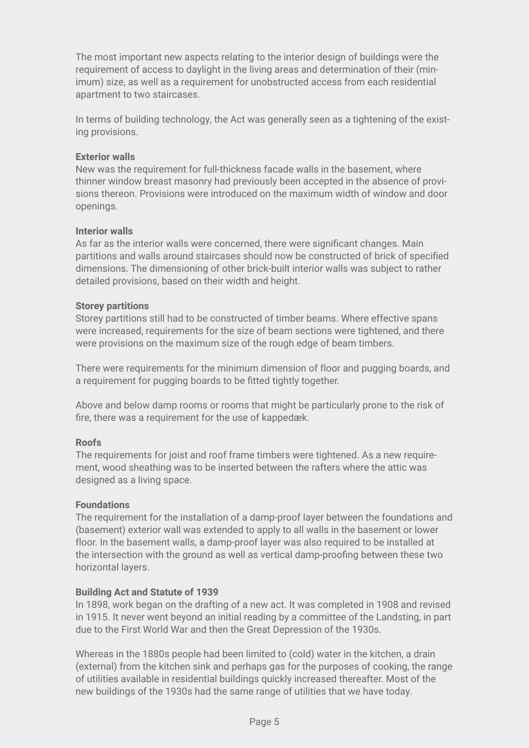The most important new aspects relating to the interior design of buildings were the requirement of access to daylight in the living areas and determination of their (minimum) size, as well as a requirement for unobstructed access from each residential apartment to two staircases.

In terms of building technology, the Act was generally seen as a tightening of the existing provisions.

**Exterior walls**
New was the requirement for full-thickness facade walls in the basement, where thinner window breast masonry had previously been accepted in the absence of provisions thereon. Provisions were introduced on the maximum width of window and door openings.

**Interior walls**
As far as the interior walls were concerned, there were significant changes. Main partitions and walls around staircases should now be constructed of brick of specified dimensions. The dimensioning of other brick-built interior walls was subject to rather detailed provisions, based on their width and height.

**Storey partitions**
Storey partitions still had to be constructed of timber beams. Where effective spans were increased, requirements for the size of beam sections were tightened, and there were provisions on the maximum size of the rough edge of beam timbers.

There were requirements for the minimum dimension of floor and pugging boards, and a requirement for pugging boards to be fitted tightly together.

Above and below damp rooms or rooms that might be particularly prone to the risk of fire, there was a requirement for the use of kappedæk.

**Roofs**
The requirements for joist and roof frame timbers were tightened. As a new requirement, wood sheathing was to be inserted between the rafters where the attic was designed as a living space.

**Foundations**
The requirement for the installation of a damp-proof layer between the foundations and (basement) exterior wall was extended to apply to all walls in the basement or lower floor. In the basement walls, a damp-proof layer was also required to be installed at the intersection with the ground as well as vertical damp-proofing between these two horizontal layers.

**Building Act and Statute of 1939**
In 1898, work began on the drafting of a new act. It was completed in 1908 and revised in 1915. It never went beyond an initial reading by a committee of the Landsting, in part due to the First World War and then the Great Depression of the 1930s.

Whereas in the 1880s people had been limited to (cold) water in the kitchen, a drain (external) from the kitchen sink and perhaps gas for the purposes of cooking, the range of utilities available in residential buildings quickly increased thereafter. Most of the new buildings of the 1930s had the same range of utilities that we have today.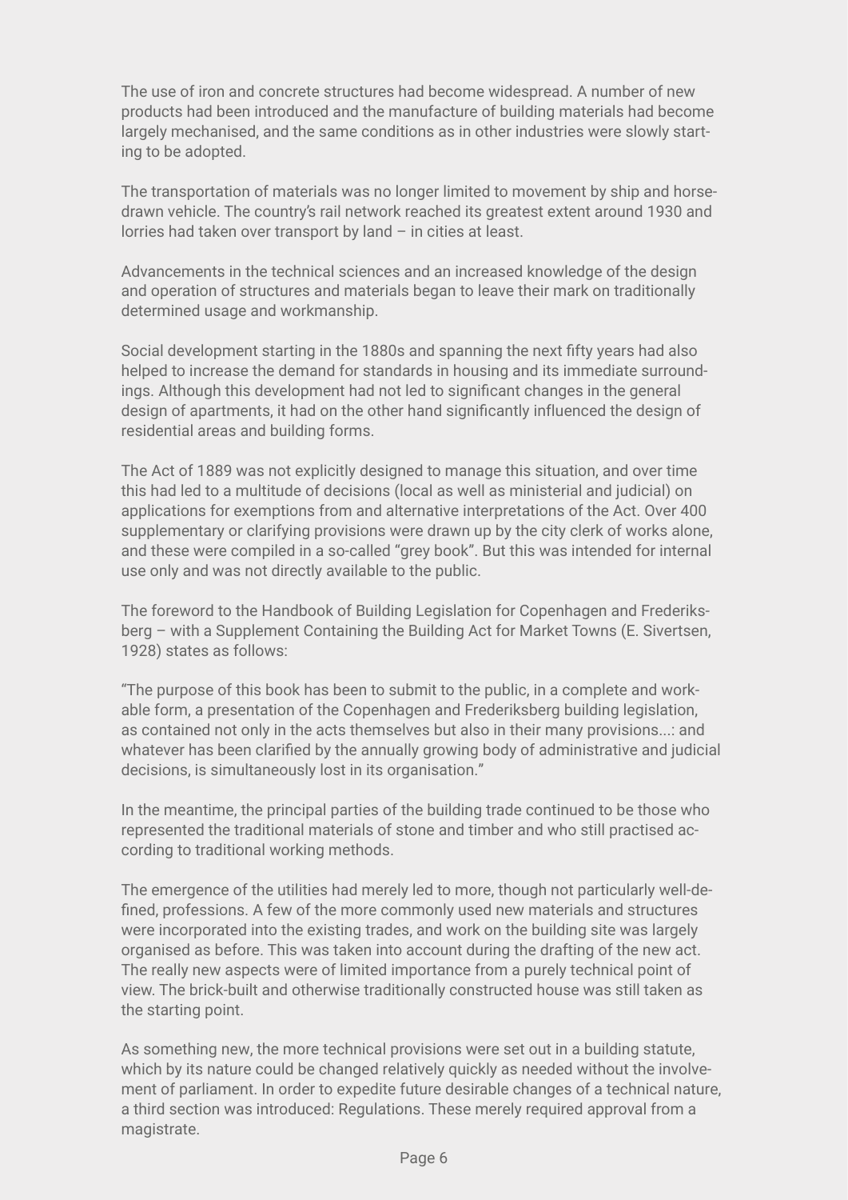The use of iron and concrete structures had become widespread. A number of new products had been introduced and the manufacture of building materials had become largely mechanised, and the same conditions as in other industries were slowly starting to be adopted.

The transportation of materials was no longer limited to movement by ship and horse-drawn vehicle. The country's rail network reached its greatest extent around 1930 and lorries had taken over transport by land – in cities at least.

Advancements in the technical sciences and an increased knowledge of the design and operation of structures and materials began to leave their mark on traditionally determined usage and workmanship.

Social development starting in the 1880s and spanning the next fifty years had also helped to increase the demand for standards in housing and its immediate surroundings. Although this development had not led to significant changes in the general design of apartments, it had on the other hand significantly influenced the design of residential areas and building forms.

The Act of 1889 was not explicitly designed to manage this situation, and over time this had led to a multitude of decisions (local as well as ministerial and judicial) on applications for exemptions from and alternative interpretations of the Act. Over 400 supplementary or clarifying provisions were drawn up by the city clerk of works alone, and these were compiled in a so-called "grey book". But this was intended for internal use only and was not directly available to the public.

The foreword to the Handbook of Building Legislation for Copenhagen and Frederiksberg – with a Supplement Containing the Building Act for Market Towns (E. Sivertsen, 1928) states as follows:

"The purpose of this book has been to submit to the public, in a complete and workable form, a presentation of the Copenhagen and Frederiksberg building legislation, as contained not only in the acts themselves but also in their many provisions...: and whatever has been clarified by the annually growing body of administrative and judicial decisions, is simultaneously lost in its organisation."

In the meantime, the principal parties of the building trade continued to be those who represented the traditional materials of stone and timber and who still practised according to traditional working methods.

The emergence of the utilities had merely led to more, though not particularly well-defined, professions. A few of the more commonly used new materials and structures were incorporated into the existing trades, and work on the building site was largely organised as before. This was taken into account during the drafting of the new act. The really new aspects were of limited importance from a purely technical point of view. The brick-built and otherwise traditionally constructed house was still taken as the starting point.

As something new, the more technical provisions were set out in a building statute, which by its nature could be changed relatively quickly as needed without the involvement of parliament. In order to expedite future desirable changes of a technical nature, a third section was introduced: Regulations. These merely required approval from a magistrate.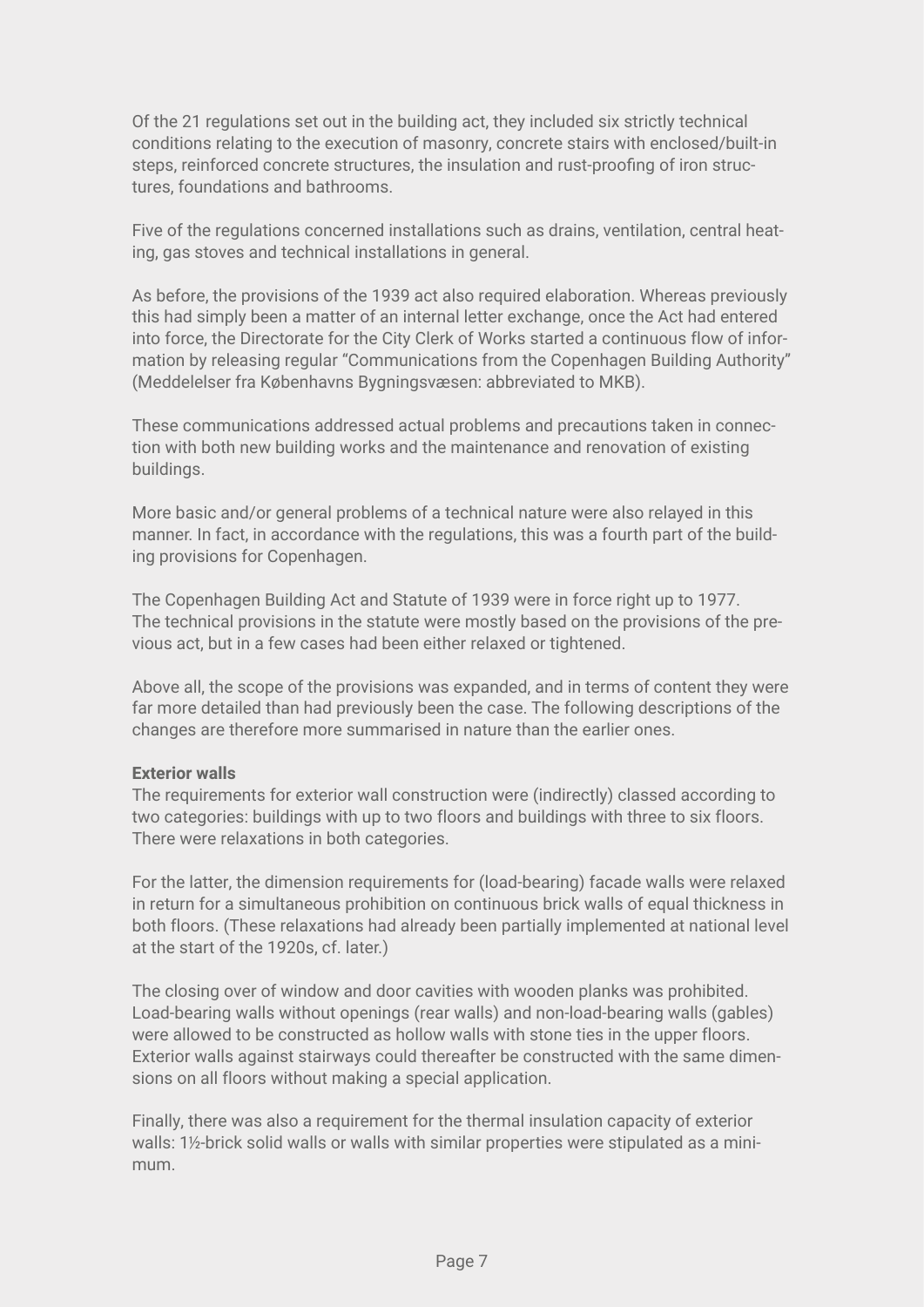Of the 21 regulations set out in the building act, they included six strictly technical conditions relating to the execution of masonry, concrete stairs with enclosed/built-in steps, reinforced concrete structures, the insulation and rust-proofing of iron structures, foundations and bathrooms.

Five of the regulations concerned installations such as drains, ventilation, central heating, gas stoves and technical installations in general.

As before, the provisions of the 1939 act also required elaboration. Whereas previously this had simply been a matter of an internal letter exchange, once the Act had entered into force, the Directorate for the City Clerk of Works started a continuous flow of information by releasing regular "Communications from the Copenhagen Building Authority" (Meddelelser fra Københavns Bygningsvæsen: abbreviated to MKB).

These communications addressed actual problems and precautions taken in connection with both new building works and the maintenance and renovation of existing buildings.

More basic and/or general problems of a technical nature were also relayed in this manner. In fact, in accordance with the regulations, this was a fourth part of the building provisions for Copenhagen.

The Copenhagen Building Act and Statute of 1939 were in force right up to 1977. The technical provisions in the statute were mostly based on the provisions of the previous act, but in a few cases had been either relaxed or tightened.

Above all, the scope of the provisions was expanded, and in terms of content they were far more detailed than had previously been the case. The following descriptions of the changes are therefore more summarised in nature than the earlier ones.

**Exterior walls**

The requirements for exterior wall construction were (indirectly) classed according to two categories: buildings with up to two floors and buildings with three to six floors. There were relaxations in both categories.

For the latter, the dimension requirements for (load-bearing) facade walls were relaxed in return for a simultaneous prohibition on continuous brick walls of equal thickness in both floors. (These relaxations had already been partially implemented at national level at the start of the 1920s, cf. later.)

The closing over of window and door cavities with wooden planks was prohibited. Load-bearing walls without openings (rear walls) and non-load-bearing walls (gables) were allowed to be constructed as hollow walls with stone ties in the upper floors. Exterior walls against stairways could thereafter be constructed with the same dimensions on all floors without making a special application.

Finally, there was also a requirement for the thermal insulation capacity of exterior walls: 1½-brick solid walls or walls with similar properties were stipulated as a minimum.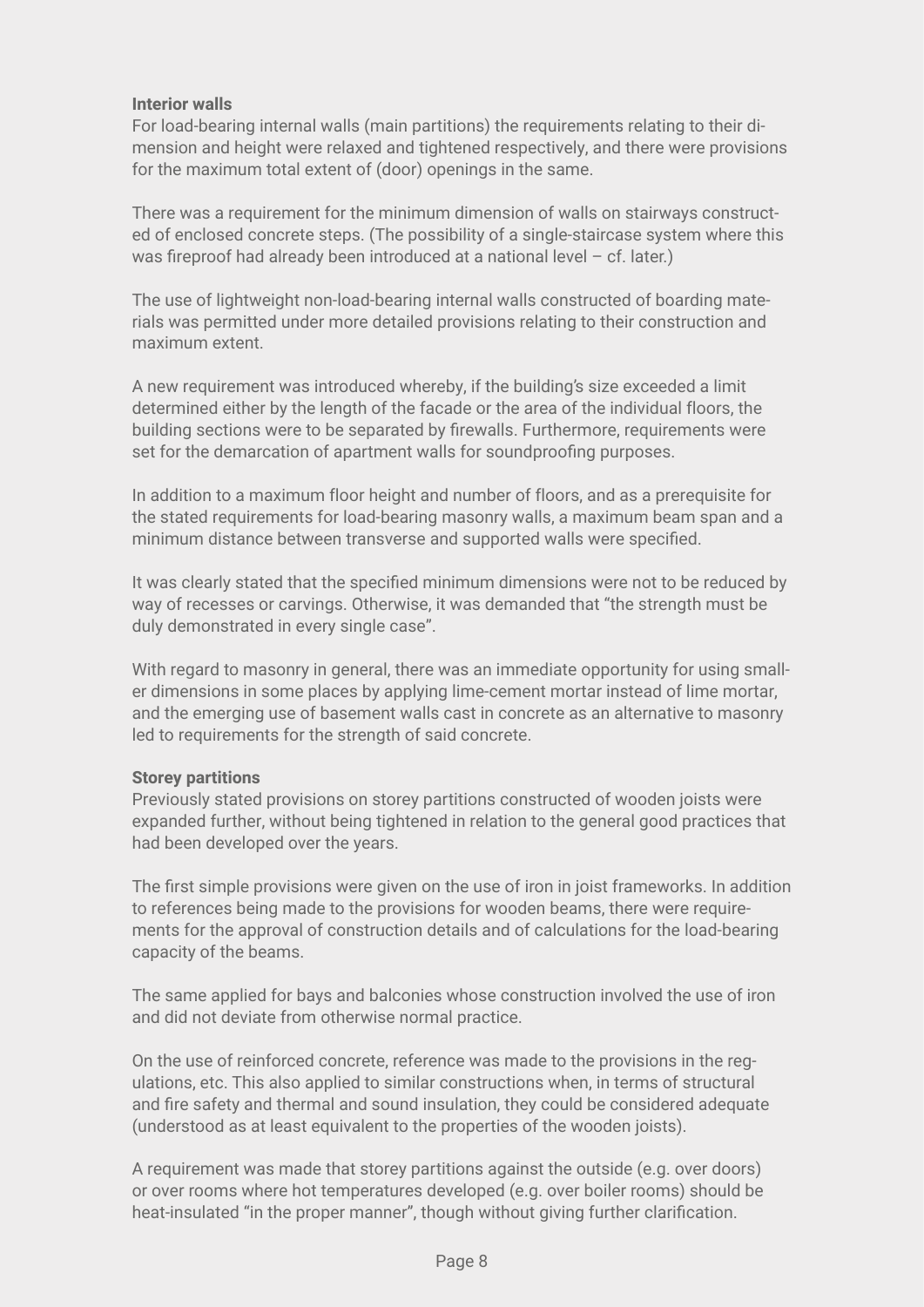**Interior walls**

For load-bearing internal walls (main partitions) the requirements relating to their dimension and height were relaxed and tightened respectively, and there were provisions for the maximum total extent of (door) openings in the same.

There was a requirement for the minimum dimension of walls on stairways constructed of enclosed concrete steps. (The possibility of a single-staircase system where this was fireproof had already been introduced at a national level – cf. later.)

The use of lightweight non-load-bearing internal walls constructed of boarding materials was permitted under more detailed provisions relating to their construction and maximum extent.

A new requirement was introduced whereby, if the building's size exceeded a limit determined either by the length of the facade or the area of the individual floors, the building sections were to be separated by firewalls. Furthermore, requirements were set for the demarcation of apartment walls for soundproofing purposes.

In addition to a maximum floor height and number of floors, and as a prerequisite for the stated requirements for load-bearing masonry walls, a maximum beam span and a minimum distance between transverse and supported walls were specified.

It was clearly stated that the specified minimum dimensions were not to be reduced by way of recesses or carvings. Otherwise, it was demanded that "the strength must be duly demonstrated in every single case".

With regard to masonry in general, there was an immediate opportunity for using smaller dimensions in some places by applying lime-cement mortar instead of lime mortar, and the emerging use of basement walls cast in concrete as an alternative to masonry led to requirements for the strength of said concrete.

**Storey partitions**

Previously stated provisions on storey partitions constructed of wooden joists were expanded further, without being tightened in relation to the general good practices that had been developed over the years.

The first simple provisions were given on the use of iron in joist frameworks. In addition to references being made to the provisions for wooden beams, there were requirements for the approval of construction details and of calculations for the load-bearing capacity of the beams.

The same applied for bays and balconies whose construction involved the use of iron and did not deviate from otherwise normal practice.

On the use of reinforced concrete, reference was made to the provisions in the regulations, etc. This also applied to similar constructions when, in terms of structural and fire safety and thermal and sound insulation, they could be considered adequate (understood as at least equivalent to the properties of the wooden joists).

A requirement was made that storey partitions against the outside (e.g. over doors) or over rooms where hot temperatures developed (e.g. over boiler rooms) should be heat-insulated "in the proper manner", though without giving further clarification.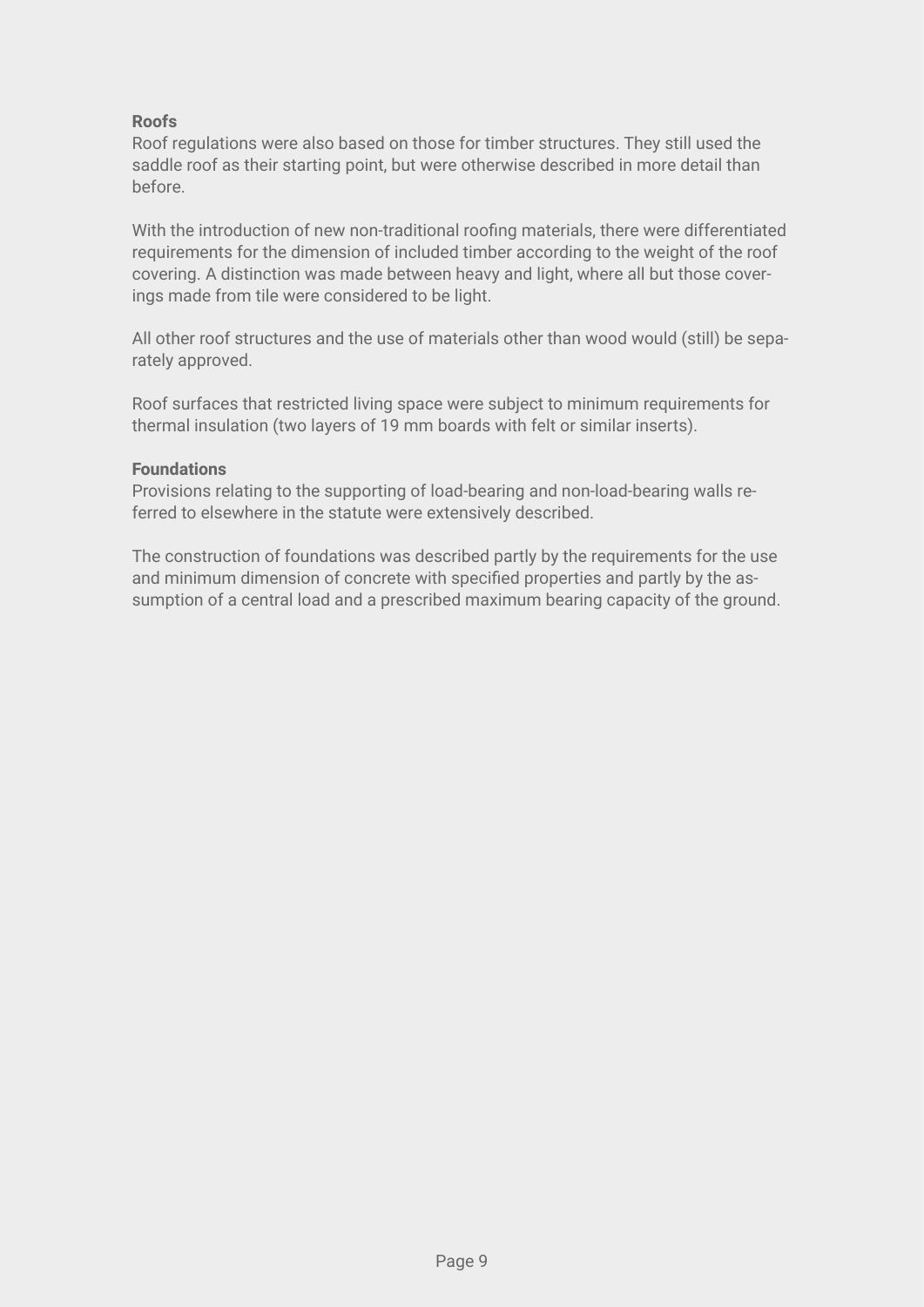**Roofs**

Roof regulations were also based on those for timber structures. They still used the saddle roof as their starting point, but were otherwise described in more detail than before.

With the introduction of new non-traditional roofing materials, there were differentiated requirements for the dimension of included timber according to the weight of the roof covering. A distinction was made between heavy and light, where all but those coverings made from tile were considered to be light.

All other roof structures and the use of materials other than wood would (still) be separately approved.

Roof surfaces that restricted living space were subject to minimum requirements for thermal insulation (two layers of 19 mm boards with felt or similar inserts).

**Foundations**

Provisions relating to the supporting of load-bearing and non-load-bearing walls referred to elsewhere in the statute were extensively described.

The construction of foundations was described partly by the requirements for the use and minimum dimension of concrete with specified properties and partly by the assumption of a central load and a prescribed maximum bearing capacity of the ground.